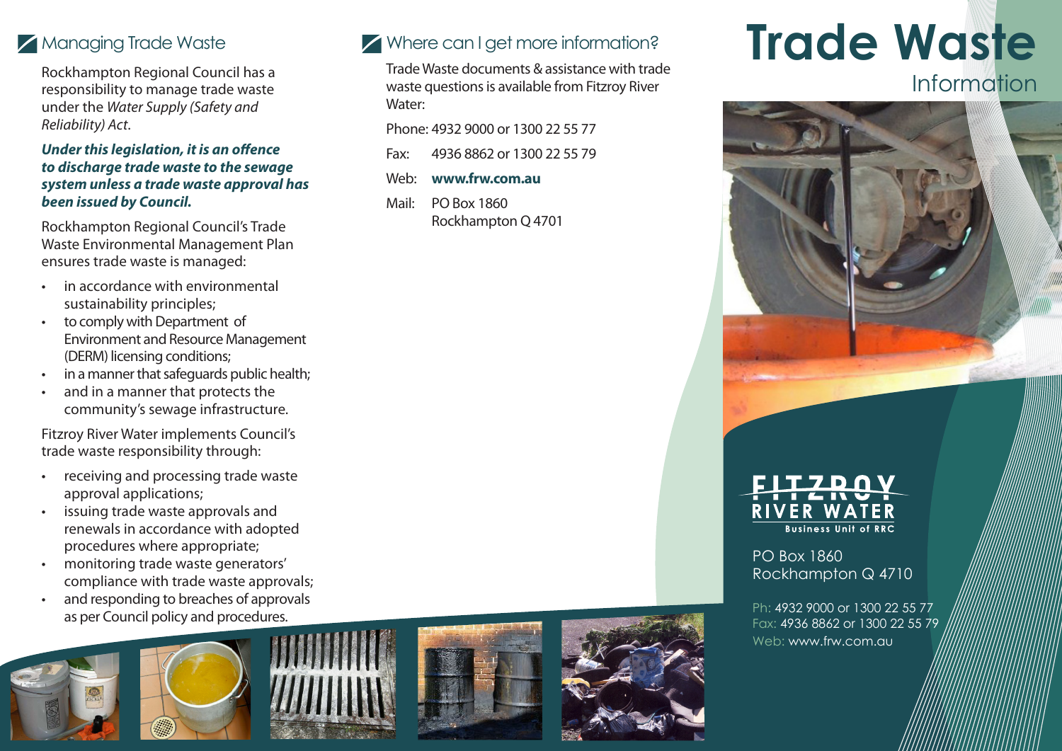## Managing Trade Waste

Rockhampton Regional Council has a responsibility to manage trade waste under the *Water Supply (Safety and Reliability) Act*.

***Under this legislation, it is an offence to discharge trade waste to the sewage system unless a trade waste approval has been issued by Council.***

Rockhampton Regional Council's Trade Waste Environmental Management Plan ensures trade waste is managed:

- in accordance with environmental sustainability principles;
- to comply with Department of Environment and Resource Management (DERM) licensing conditions;
- in a manner that safeguards public health;
- and in a manner that protects the community's sewage infrastructure.

Fitzroy River Water implements Council's trade waste responsibility through:

- receiving and processing trade waste approval applications;
- issuing trade waste approvals and renewals in accordance with adopted procedures where appropriate;
- monitoring trade waste generators' compliance with trade waste approvals;
- and responding to breaches of approvals as per Council policy and procedures.

## Where can I get more information?

Trade Waste documents & assistance with trade waste questions is available from Fitzroy River Water:

Phone: 4932 9000 or 1300 22 55 77

Fax: 4936 8862 or 1300 22 55 79

Web: **www.frw.com.au**

Mail: PO Box 1860
Rockhampton Q 4701

# Trade Waste

## Information

FITZROY RIVER WATER
Business Unit of RRC

PO Box 1860
Rockhampton Q 4710

Ph: 4932 9000 or 1300 22 55 77
Fax: 4936 8862 or 1300 22 55 79
Web: www.frw.com.au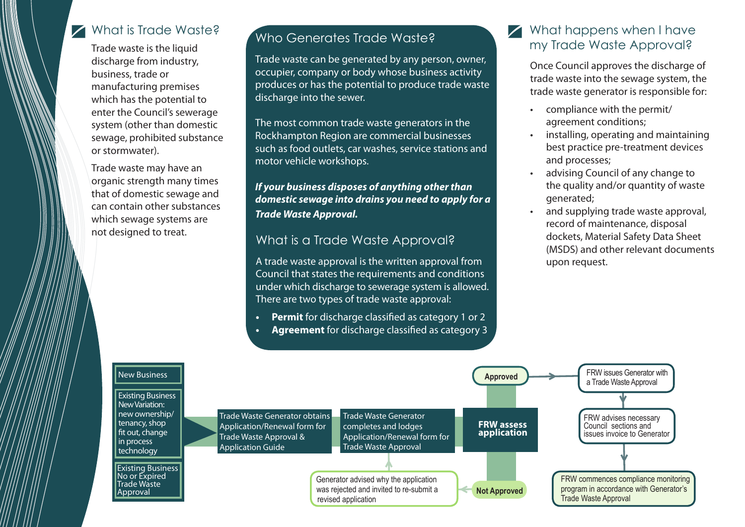## What is Trade Waste?

Trade waste is the liquid discharge from industry, business, trade or manufacturing premises which has the potential to enter the Council's sewerage system (other than domestic sewage, prohibited substance or stormwater).

Trade waste may have an organic strength many times that of domestic sewage and can contain other substances which sewage systems are not designed to treat.

## Who Generates Trade Waste?

Trade waste can be generated by any person, owner, occupier, company or body whose business activity produces or has the potential to produce trade waste discharge into the sewer.

The most common trade waste generators in the Rockhampton Region are commercial businesses such as food outlets, car washes, service stations and motor vehicle workshops.

***If your business disposes of anything other than domestic sewage into drains you need to apply for a Trade Waste Approval.***

## What is a Trade Waste Approval?

A trade waste approval is the written approval from Council that states the requirements and conditions under which discharge to sewerage system is allowed. There are two types of trade waste approval:

- **Permit** for discharge classified as category 1 or 2
- **Agreement** for discharge classified as category 3

## What happens when I have my Trade Waste Approval?

Once Council approves the discharge of trade waste into the sewage system, the trade waste generator is responsible for:

- compliance with the permit/ agreement conditions;
- installing, operating and maintaining best practice pre-treatment devices and processes;
- advising Council of any change to the quality and/or quantity of waste generated;
- and supplying trade waste approval, record of maintenance, disposal dockets, Material Safety Data Sheet (MSDS) and other relevant documents upon request.

New Business

Existing Business New Variation: new ownership/ tenancy, shop fit out, change in process technology

Existing Business No or Expired Trade Waste Approval

Trade Waste Generator obtains Application/Renewal form for Trade Waste Approval & Application Guide

Trade Waste Generator completes and lodges Application/Renewal form for Trade Waste Approval

**FRW assess application**

**Approved**

FRW issues Generator with a Trade Waste Approval

FRW advises necessary Council sections and issues invoice to Generator

FRW commences compliance monitoring program in accordance with Generator's Trade Waste Approval

**Not Approved**

Generator advised why the application was rejected and invited to re-submit a revised application